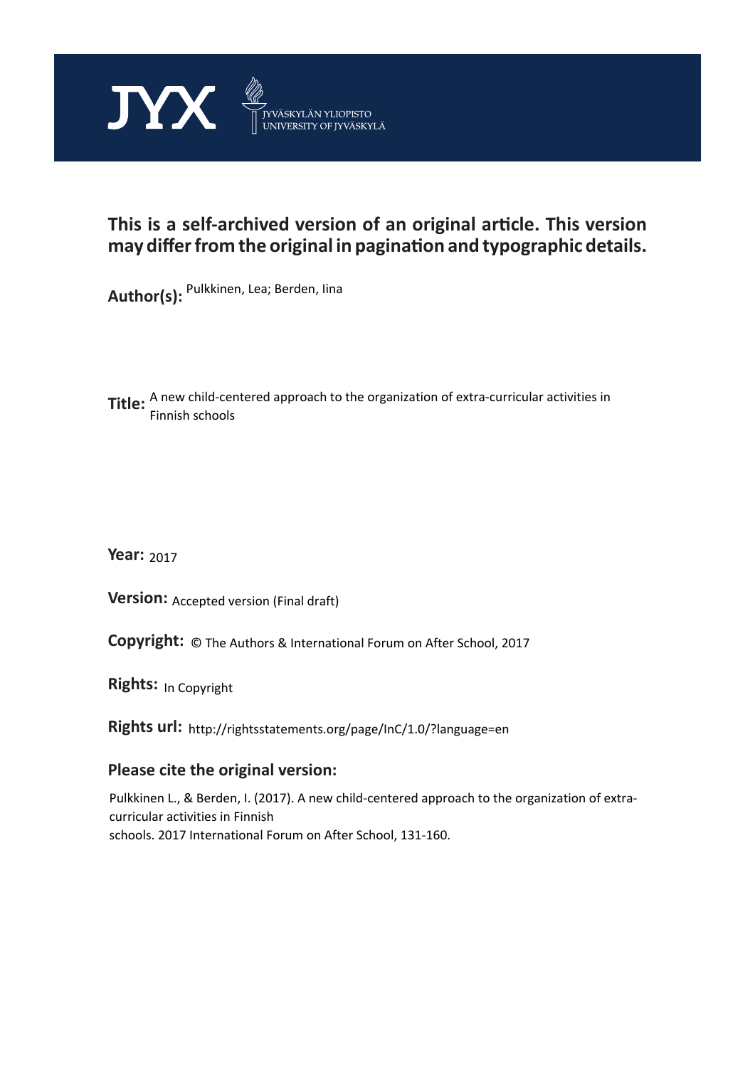JYX JYVÄSKYLÄN YLIOPISTO UNIVERSITY OF JYVÄSKYLÄ

## This is a self-archived version of an original article. This version may differ from the original in pagination and typographic details.

**Author(s):** Pulkkinen, Lea; Berden, Iina

**Title:** A new child-centered approach to the organization of extra-curricular activities in Finnish schools

**Year:** 2017

**Version:** Accepted version (Final draft)

**Copyright:** © The Authors & International Forum on After School, 2017

**Rights:** In Copyright

**Rights url:** http://rightsstatements.org/page/InC/1.0/?language=en

### Please cite the original version:

Pulkkinen L., & Berden, I. (2017). A new child-centered approach to the organization of extra-curricular activities in Finnish schools. 2017 International Forum on After School, 131-160.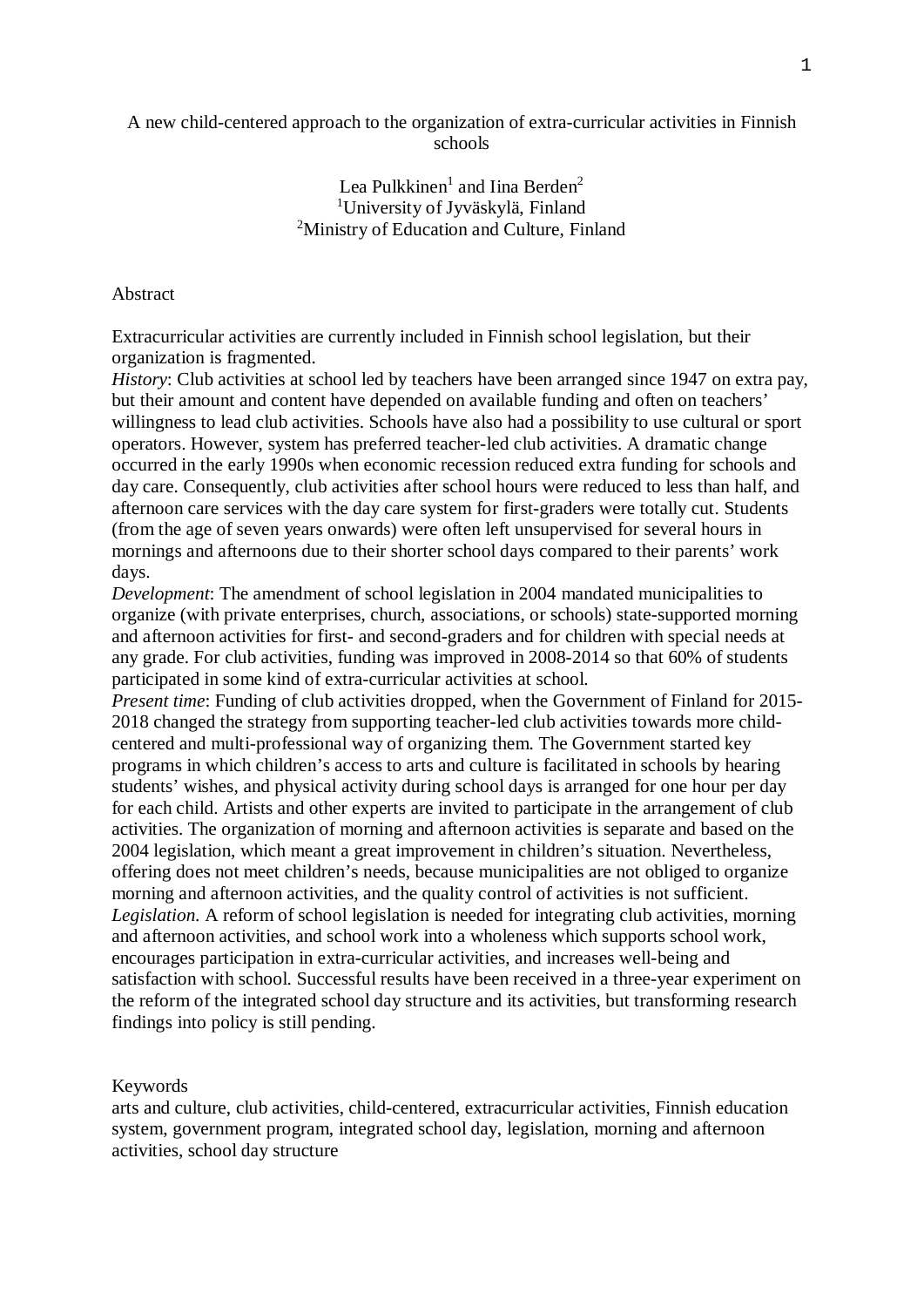# A new child-centered approach to the organization of extra-curricular activities in Finnish schools

Lea Pulkkinen[1] and Iina Berden[2]
[1]University of Jyväskylä, Finland
[2]Ministry of Education and Culture, Finland

## Abstract

Extracurricular activities are currently included in Finnish school legislation, but their organization is fragmented.
*History*: Club activities at school led by teachers have been arranged since 1947 on extra pay, but their amount and content have depended on available funding and often on teachers' willingness to lead club activities. Schools have also had a possibility to use cultural or sport operators. However, system has preferred teacher-led club activities. A dramatic change occurred in the early 1990s when economic recession reduced extra funding for schools and day care. Consequently, club activities after school hours were reduced to less than half, and afternoon care services with the day care system for first-graders were totally cut. Students (from the age of seven years onwards) were often left unsupervised for several hours in mornings and afternoons due to their shorter school days compared to their parents' work days.
*Development*: The amendment of school legislation in 2004 mandated municipalities to organize (with private enterprises, church, associations, or schools) state-supported morning and afternoon activities for first- and second-graders and for children with special needs at any grade. For club activities, funding was improved in 2008-2014 so that 60% of students participated in some kind of extra-curricular activities at school.
*Present time*: Funding of club activities dropped, when the Government of Finland for 2015-2018 changed the strategy from supporting teacher-led club activities towards more child-centered and multi-professional way of organizing them. The Government started key programs in which children's access to arts and culture is facilitated in schools by hearing students' wishes, and physical activity during school days is arranged for one hour per day for each child. Artists and other experts are invited to participate in the arrangement of club activities. The organization of morning and afternoon activities is separate and based on the 2004 legislation, which meant a great improvement in children's situation. Nevertheless, offering does not meet children's needs, because municipalities are not obliged to organize morning and afternoon activities, and the quality control of activities is not sufficient.
*Legislation.* A reform of school legislation is needed for integrating club activities, morning and afternoon activities, and school work into a wholeness which supports school work, encourages participation in extra-curricular activities, and increases well-being and satisfaction with school. Successful results have been received in a three-year experiment on the reform of the integrated school day structure and its activities, but transforming research findings into policy is still pending.

## Keywords

arts and culture, club activities, child-centered, extracurricular activities, Finnish education system, government program, integrated school day, legislation, morning and afternoon activities, school day structure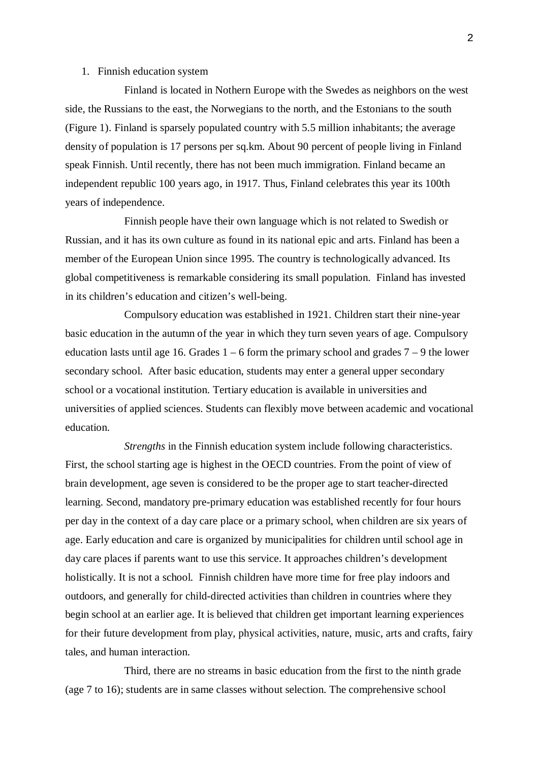1. Finnish education system

Finland is located in Nothern Europe with the Swedes as neighbors on the west side, the Russians to the east, the Norwegians to the north, and the Estonians to the south (Figure 1). Finland is sparsely populated country with 5.5 million inhabitants; the average density of population is 17 persons per sq.km. About 90 percent of people living in Finland speak Finnish. Until recently, there has not been much immigration. Finland became an independent republic 100 years ago, in 1917. Thus, Finland celebrates this year its 100th years of independence.

Finnish people have their own language which is not related to Swedish or Russian, and it has its own culture as found in its national epic and arts. Finland has been a member of the European Union since 1995. The country is technologically advanced. Its global competitiveness is remarkable considering its small population. Finland has invested in its children's education and citizen's well-being.

Compulsory education was established in 1921. Children start their nine-year basic education in the autumn of the year in which they turn seven years of age. Compulsory education lasts until age 16. Grades 1 – 6 form the primary school and grades 7 – 9 the lower secondary school. After basic education, students may enter a general upper secondary school or a vocational institution. Tertiary education is available in universities and universities of applied sciences. Students can flexibly move between academic and vocational education.

*Strengths* in the Finnish education system include following characteristics. First, the school starting age is highest in the OECD countries. From the point of view of brain development, age seven is considered to be the proper age to start teacher-directed learning. Second, mandatory pre-primary education was established recently for four hours per day in the context of a day care place or a primary school, when children are six years of age. Early education and care is organized by municipalities for children until school age in day care places if parents want to use this service. It approaches children's development holistically. It is not a school. Finnish children have more time for free play indoors and outdoors, and generally for child-directed activities than children in countries where they begin school at an earlier age. It is believed that children get important learning experiences for their future development from play, physical activities, nature, music, arts and crafts, fairy tales, and human interaction.

Third, there are no streams in basic education from the first to the ninth grade (age 7 to 16); students are in same classes without selection. The comprehensive school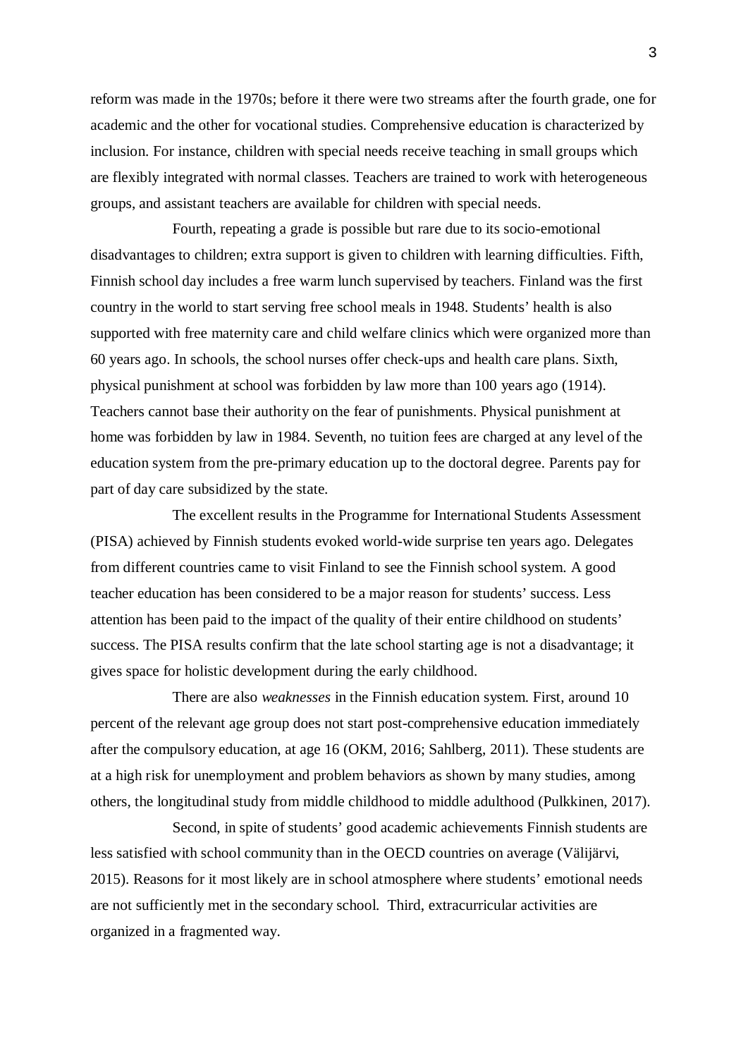reform was made in the 1970s; before it there were two streams after the fourth grade, one for academic and the other for vocational studies. Comprehensive education is characterized by inclusion. For instance, children with special needs receive teaching in small groups which are flexibly integrated with normal classes. Teachers are trained to work with heterogeneous groups, and assistant teachers are available for children with special needs.

Fourth, repeating a grade is possible but rare due to its socio-emotional disadvantages to children; extra support is given to children with learning difficulties. Fifth, Finnish school day includes a free warm lunch supervised by teachers. Finland was the first country in the world to start serving free school meals in 1948. Students' health is also supported with free maternity care and child welfare clinics which were organized more than 60 years ago. In schools, the school nurses offer check-ups and health care plans. Sixth, physical punishment at school was forbidden by law more than 100 years ago (1914). Teachers cannot base their authority on the fear of punishments. Physical punishment at home was forbidden by law in 1984. Seventh, no tuition fees are charged at any level of the education system from the pre-primary education up to the doctoral degree. Parents pay for part of day care subsidized by the state.

The excellent results in the Programme for International Students Assessment (PISA) achieved by Finnish students evoked world-wide surprise ten years ago. Delegates from different countries came to visit Finland to see the Finnish school system. A good teacher education has been considered to be a major reason for students' success. Less attention has been paid to the impact of the quality of their entire childhood on students' success. The PISA results confirm that the late school starting age is not a disadvantage; it gives space for holistic development during the early childhood.

There are also *weaknesses* in the Finnish education system. First, around 10 percent of the relevant age group does not start post-comprehensive education immediately after the compulsory education, at age 16 (OKM, 2016; Sahlberg, 2011). These students are at a high risk for unemployment and problem behaviors as shown by many studies, among others, the longitudinal study from middle childhood to middle adulthood (Pulkkinen, 2017).

Second, in spite of students' good academic achievements Finnish students are less satisfied with school community than in the OECD countries on average (Välijärvi, 2015). Reasons for it most likely are in school atmosphere where students' emotional needs are not sufficiently met in the secondary school. Third, extracurricular activities are organized in a fragmented way.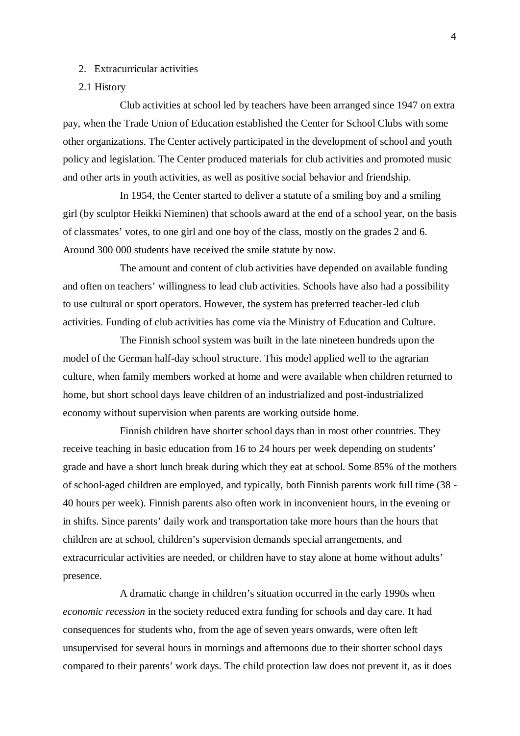## 2. Extracurricular activities

### 2.1 History

Club activities at school led by teachers have been arranged since 1947 on extra pay, when the Trade Union of Education established the Center for School Clubs with some other organizations. The Center actively participated in the development of school and youth policy and legislation. The Center produced materials for club activities and promoted music and other arts in youth activities, as well as positive social behavior and friendship.

In 1954, the Center started to deliver a statute of a smiling boy and a smiling girl (by sculptor Heikki Nieminen) that schools award at the end of a school year, on the basis of classmates' votes, to one girl and one boy of the class, mostly on the grades 2 and 6. Around 300 000 students have received the smile statute by now.

The amount and content of club activities have depended on available funding and often on teachers' willingness to lead club activities. Schools have also had a possibility to use cultural or sport operators. However, the system has preferred teacher-led club activities. Funding of club activities has come via the Ministry of Education and Culture.

The Finnish school system was built in the late nineteen hundreds upon the model of the German half-day school structure. This model applied well to the agrarian culture, when family members worked at home and were available when children returned to home, but short school days leave children of an industrialized and post-industrialized economy without supervision when parents are working outside home.

Finnish children have shorter school days than in most other countries. They receive teaching in basic education from 16 to 24 hours per week depending on students' grade and have a short lunch break during which they eat at school. Some 85% of the mothers of school-aged children are employed, and typically, both Finnish parents work full time (38 - 40 hours per week). Finnish parents also often work in inconvenient hours, in the evening or in shifts. Since parents' daily work and transportation take more hours than the hours that children are at school, children's supervision demands special arrangements, and extracurricular activities are needed, or children have to stay alone at home without adults' presence.

A dramatic change in children's situation occurred in the early 1990s when *economic recession* in the society reduced extra funding for schools and day care. It had consequences for students who, from the age of seven years onwards, were often left unsupervised for several hours in mornings and afternoons due to their shorter school days compared to their parents' work days. The child protection law does not prevent it, as it does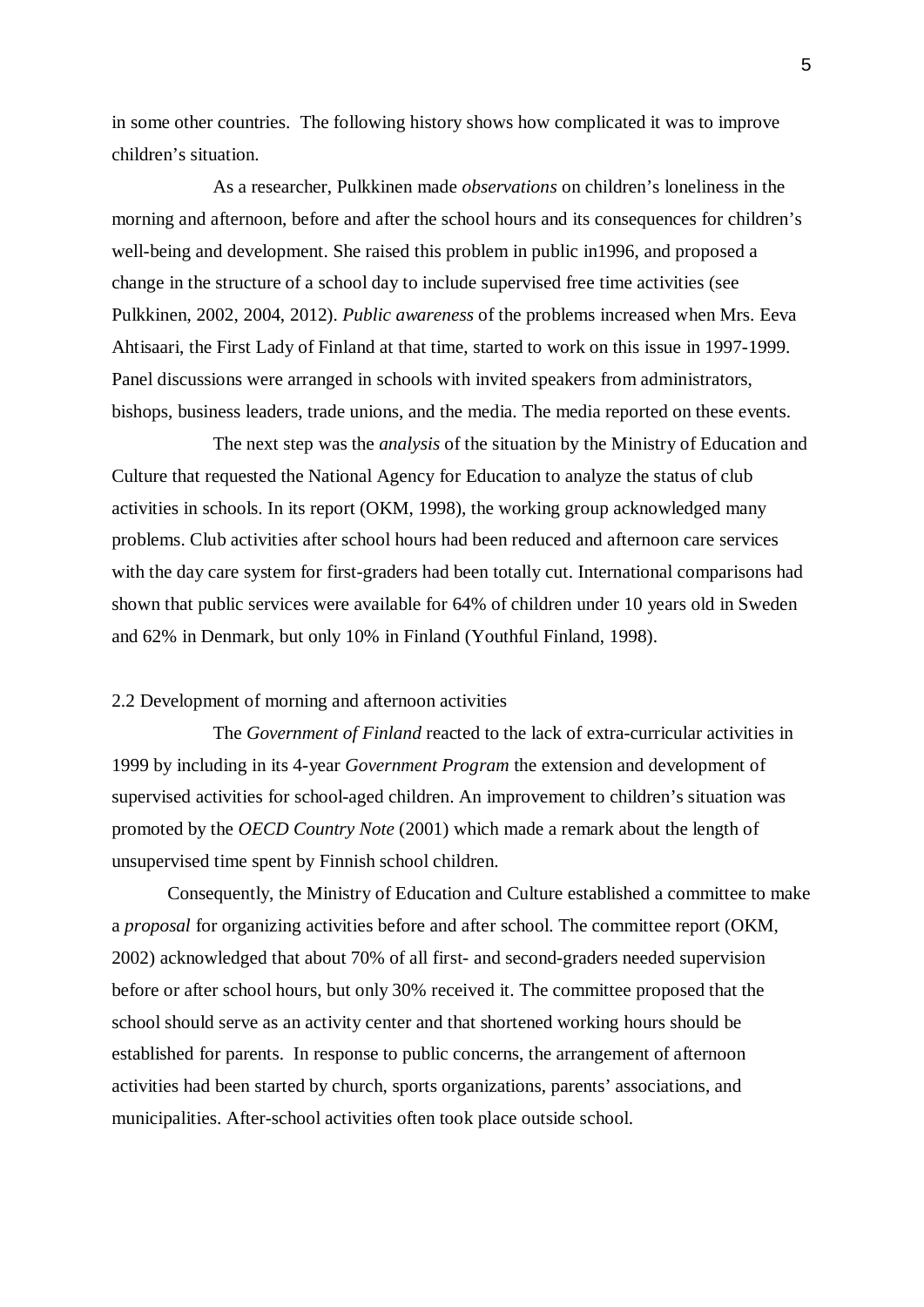in some other countries. The following history shows how complicated it was to improve children's situation.

As a researcher, Pulkkinen made *observations* on children's loneliness in the morning and afternoon, before and after the school hours and its consequences for children's well-being and development. She raised this problem in public in1996, and proposed a change in the structure of a school day to include supervised free time activities (see Pulkkinen, 2002, 2004, 2012). *Public awareness* of the problems increased when Mrs. Eeva Ahtisaari, the First Lady of Finland at that time, started to work on this issue in 1997-1999. Panel discussions were arranged in schools with invited speakers from administrators, bishops, business leaders, trade unions, and the media. The media reported on these events.

The next step was the *analysis* of the situation by the Ministry of Education and Culture that requested the National Agency for Education to analyze the status of club activities in schools. In its report (OKM, 1998), the working group acknowledged many problems. Club activities after school hours had been reduced and afternoon care services with the day care system for first-graders had been totally cut. International comparisons had shown that public services were available for 64% of children under 10 years old in Sweden and 62% in Denmark, but only 10% in Finland (Youthful Finland, 1998).

## 2.2 Development of morning and afternoon activities

The *Government of Finland* reacted to the lack of extra-curricular activities in 1999 by including in its 4-year *Government Program* the extension and development of supervised activities for school-aged children. An improvement to children's situation was promoted by the *OECD Country Note* (2001) which made a remark about the length of unsupervised time spent by Finnish school children.

Consequently, the Ministry of Education and Culture established a committee to make a *proposal* for organizing activities before and after school. The committee report (OKM, 2002) acknowledged that about 70% of all first- and second-graders needed supervision before or after school hours, but only 30% received it. The committee proposed that the school should serve as an activity center and that shortened working hours should be established for parents. In response to public concerns, the arrangement of afternoon activities had been started by church, sports organizations, parents' associations, and municipalities. After-school activities often took place outside school.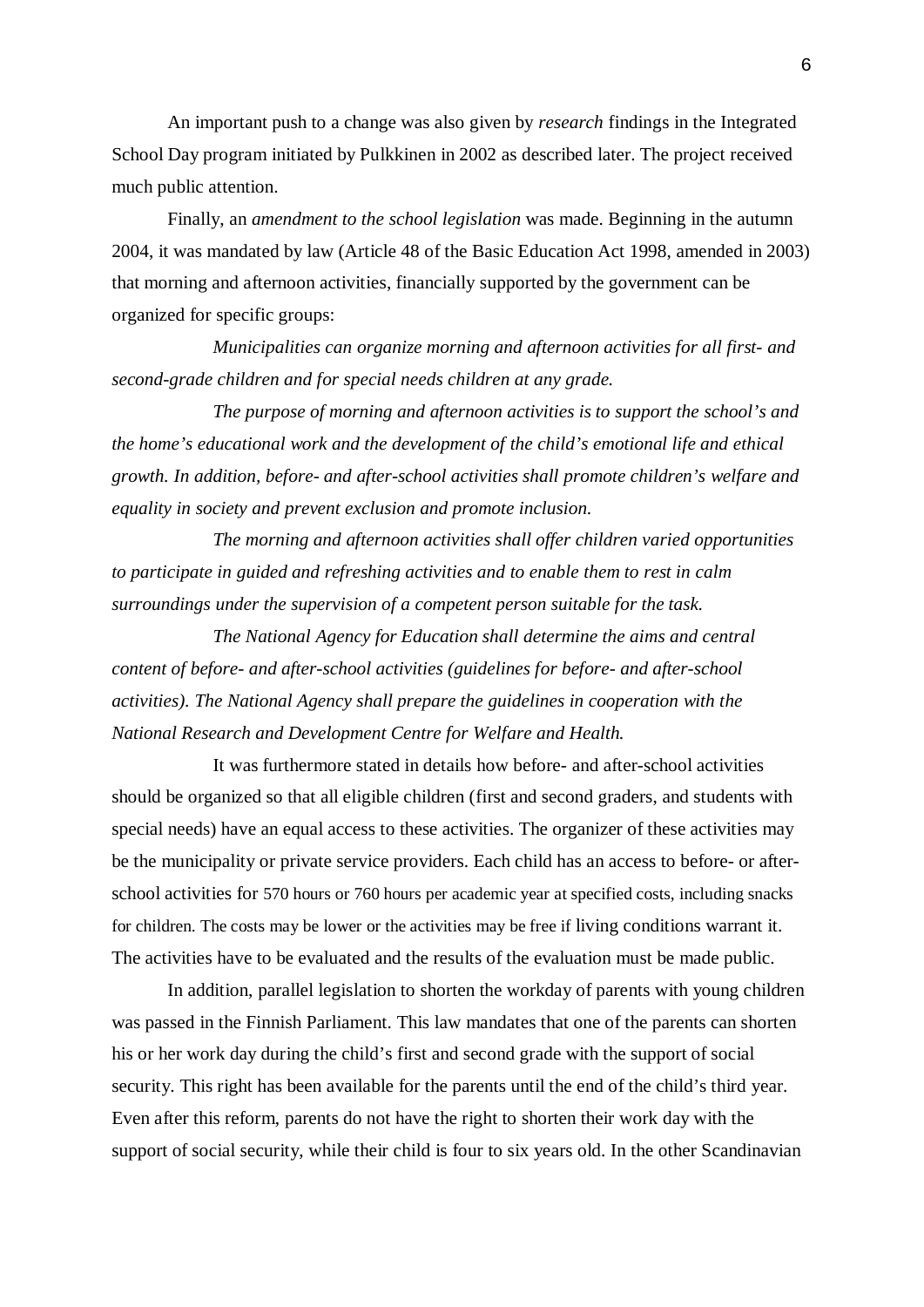An important push to a change was also given by *research* findings in the Integrated School Day program initiated by Pulkkinen in 2002 as described later. The project received much public attention.

Finally, an *amendment to the school legislation* was made. Beginning in the autumn 2004, it was mandated by law (Article 48 of the Basic Education Act 1998, amended in 2003) that morning and afternoon activities, financially supported by the government can be organized for specific groups:

*Municipalities can organize morning and afternoon activities for all first- and second-grade children and for special needs children at any grade.*

*The purpose of morning and afternoon activities is to support the school's and the home's educational work and the development of the child's emotional life and ethical growth. In addition, before- and after-school activities shall promote children's welfare and equality in society and prevent exclusion and promote inclusion.*

*The morning and afternoon activities shall offer children varied opportunities to participate in guided and refreshing activities and to enable them to rest in calm surroundings under the supervision of a competent person suitable for the task.*

*The National Agency for Education shall determine the aims and central content of before- and after-school activities (guidelines for before- and after-school activities). The National Agency shall prepare the guidelines in cooperation with the National Research and Development Centre for Welfare and Health.*

It was furthermore stated in details how before- and after-school activities should be organized so that all eligible children (first and second graders, and students with special needs) have an equal access to these activities. The organizer of these activities may be the municipality or private service providers. Each child has an access to before- or after-school activities for 570 hours or 760 hours per academic year at specified costs, including snacks for children. The costs may be lower or the activities may be free if living conditions warrant it. The activities have to be evaluated and the results of the evaluation must be made public.

In addition, parallel legislation to shorten the workday of parents with young children was passed in the Finnish Parliament. This law mandates that one of the parents can shorten his or her work day during the child's first and second grade with the support of social security. This right has been available for the parents until the end of the child's third year. Even after this reform, parents do not have the right to shorten their work day with the support of social security, while their child is four to six years old. In the other Scandinavian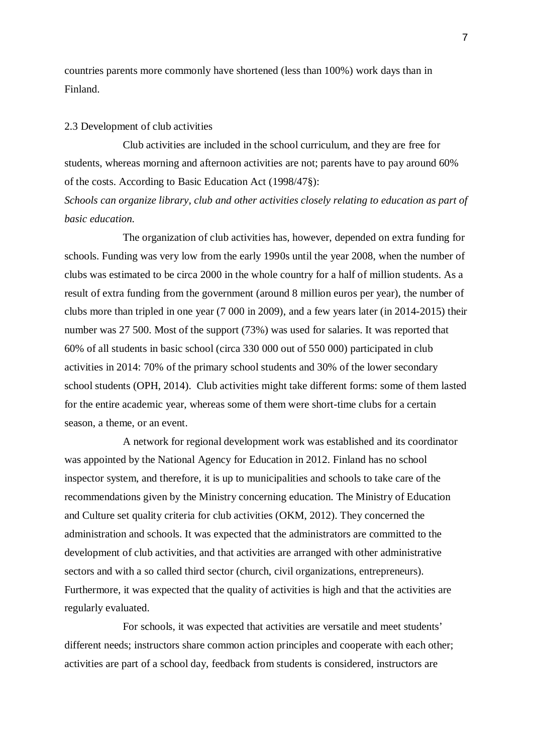countries parents more commonly have shortened (less than 100%) work days than in Finland.

## 2.3 Development of club activities

Club activities are included in the school curriculum, and they are free for students, whereas morning and afternoon activities are not; parents have to pay around 60% of the costs. According to Basic Education Act (1998/47§):

*Schools can organize library, club and other activities closely relating to education as part of basic education.*

The organization of club activities has, however, depended on extra funding for schools. Funding was very low from the early 1990s until the year 2008, when the number of clubs was estimated to be circa 2000 in the whole country for a half of million students. As a result of extra funding from the government (around 8 million euros per year), the number of clubs more than tripled in one year (7 000 in 2009), and a few years later (in 2014-2015) their number was 27 500. Most of the support (73%) was used for salaries. It was reported that 60% of all students in basic school (circa 330 000 out of 550 000) participated in club activities in 2014: 70% of the primary school students and 30% of the lower secondary school students (OPH, 2014). Club activities might take different forms: some of them lasted for the entire academic year, whereas some of them were short-time clubs for a certain season, a theme, or an event.

A network for regional development work was established and its coordinator was appointed by the National Agency for Education in 2012. Finland has no school inspector system, and therefore, it is up to municipalities and schools to take care of the recommendations given by the Ministry concerning education. The Ministry of Education and Culture set quality criteria for club activities (OKM, 2012). They concerned the administration and schools. It was expected that the administrators are committed to the development of club activities, and that activities are arranged with other administrative sectors and with a so called third sector (church, civil organizations, entrepreneurs). Furthermore, it was expected that the quality of activities is high and that the activities are regularly evaluated.

For schools, it was expected that activities are versatile and meet students' different needs; instructors share common action principles and cooperate with each other; activities are part of a school day, feedback from students is considered, instructors are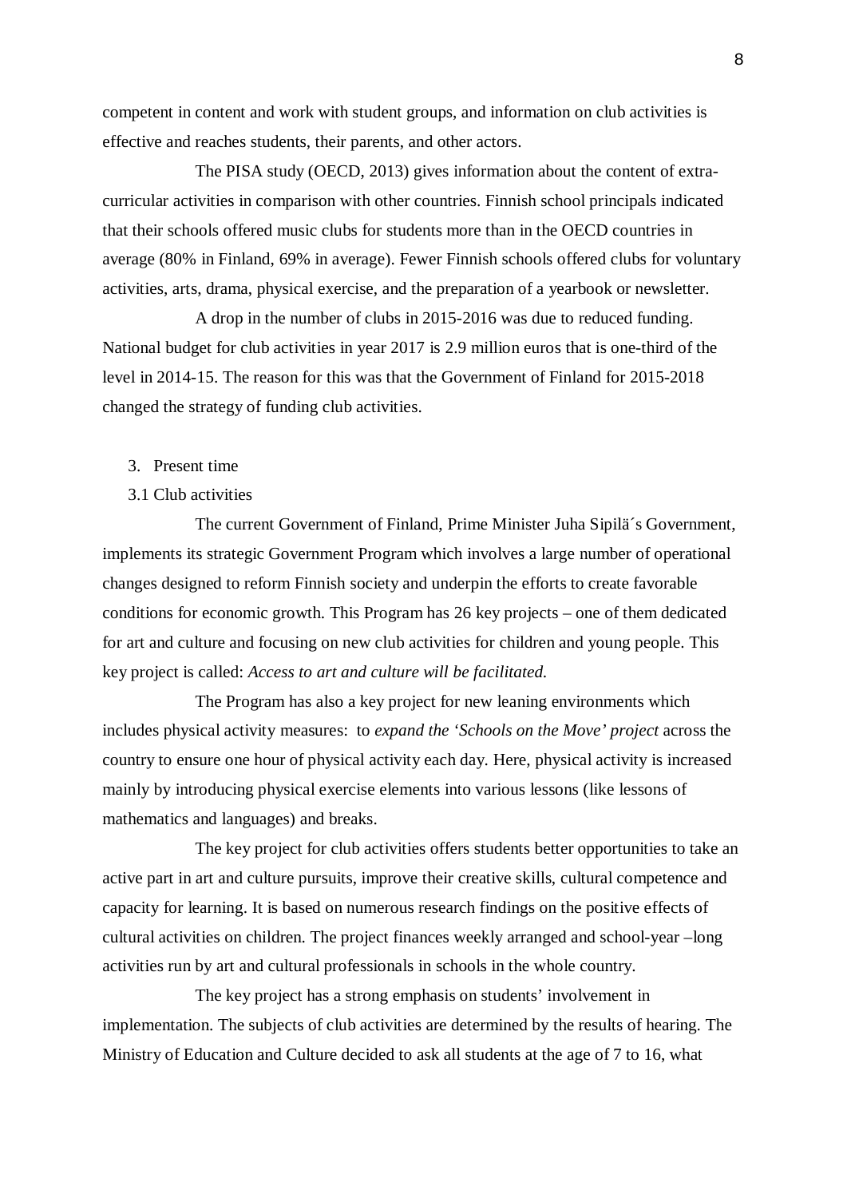competent in content and work with student groups, and information on club activities is effective and reaches students, their parents, and other actors.

The PISA study (OECD, 2013) gives information about the content of extra-curricular activities in comparison with other countries. Finnish school principals indicated that their schools offered music clubs for students more than in the OECD countries in average (80% in Finland, 69% in average). Fewer Finnish schools offered clubs for voluntary activities, arts, drama, physical exercise, and the preparation of a yearbook or newsletter.

A drop in the number of clubs in 2015-2016 was due to reduced funding. National budget for club activities in year 2017 is 2.9 million euros that is one-third of the level in 2014-15. The reason for this was that the Government of Finland for 2015-2018 changed the strategy of funding club activities.

## 3. Present time

### 3.1 Club activities

The current Government of Finland, Prime Minister Juha Sipilä´s Government, implements its strategic Government Program which involves a large number of operational changes designed to reform Finnish society and underpin the efforts to create favorable conditions for economic growth. This Program has 26 key projects – one of them dedicated for art and culture and focusing on new club activities for children and young people. This key project is called: *Access to art and culture will be facilitated.*

The Program has also a key project for new leaning environments which includes physical activity measures: to *expand the 'Schools on the Move' project* across the country to ensure one hour of physical activity each day. Here, physical activity is increased mainly by introducing physical exercise elements into various lessons (like lessons of mathematics and languages) and breaks.

The key project for club activities offers students better opportunities to take an active part in art and culture pursuits, improve their creative skills, cultural competence and capacity for learning. It is based on numerous research findings on the positive effects of cultural activities on children. The project finances weekly arranged and school-year –long activities run by art and cultural professionals in schools in the whole country.

The key project has a strong emphasis on students' involvement in implementation. The subjects of club activities are determined by the results of hearing. The Ministry of Education and Culture decided to ask all students at the age of 7 to 16, what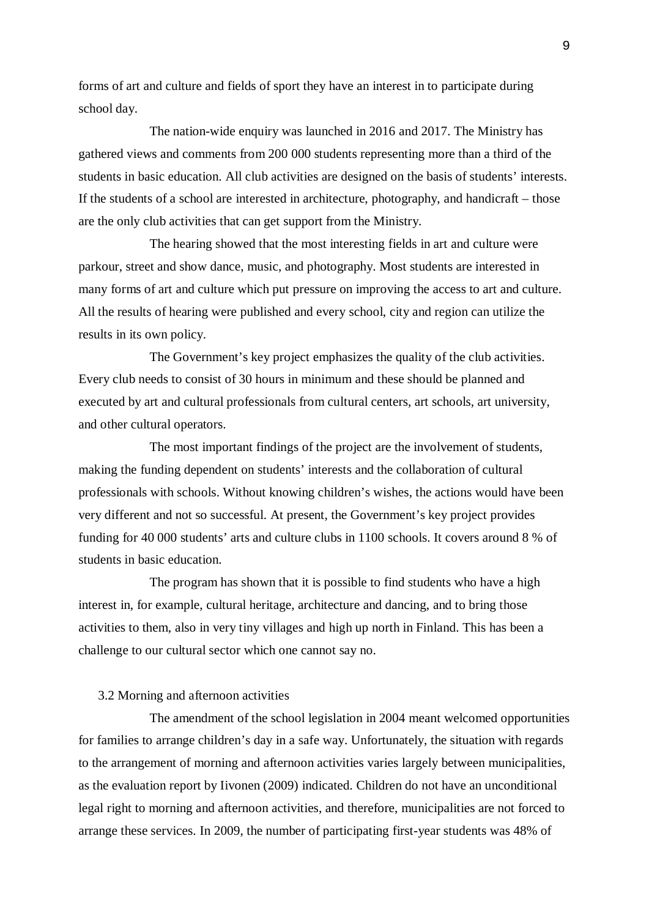forms of art and culture and fields of sport they have an interest in to participate during school day.

The nation-wide enquiry was launched in 2016 and 2017. The Ministry has gathered views and comments from 200 000 students representing more than a third of the students in basic education. All club activities are designed on the basis of students' interests. If the students of a school are interested in architecture, photography, and handicraft – those are the only club activities that can get support from the Ministry.

The hearing showed that the most interesting fields in art and culture were parkour, street and show dance, music, and photography. Most students are interested in many forms of art and culture which put pressure on improving the access to art and culture. All the results of hearing were published and every school, city and region can utilize the results in its own policy.

The Government's key project emphasizes the quality of the club activities. Every club needs to consist of 30 hours in minimum and these should be planned and executed by art and cultural professionals from cultural centers, art schools, art university, and other cultural operators.

The most important findings of the project are the involvement of students, making the funding dependent on students' interests and the collaboration of cultural professionals with schools. Without knowing children's wishes, the actions would have been very different and not so successful. At present, the Government's key project provides funding for 40 000 students' arts and culture clubs in 1100 schools. It covers around 8 % of students in basic education.

The program has shown that it is possible to find students who have a high interest in, for example, cultural heritage, architecture and dancing, and to bring those activities to them, also in very tiny villages and high up north in Finland. This has been a challenge to our cultural sector which one cannot say no.

### 3.2 Morning and afternoon activities

The amendment of the school legislation in 2004 meant welcomed opportunities for families to arrange children's day in a safe way. Unfortunately, the situation with regards to the arrangement of morning and afternoon activities varies largely between municipalities, as the evaluation report by Iivonen (2009) indicated. Children do not have an unconditional legal right to morning and afternoon activities, and therefore, municipalities are not forced to arrange these services. In 2009, the number of participating first-year students was 48% of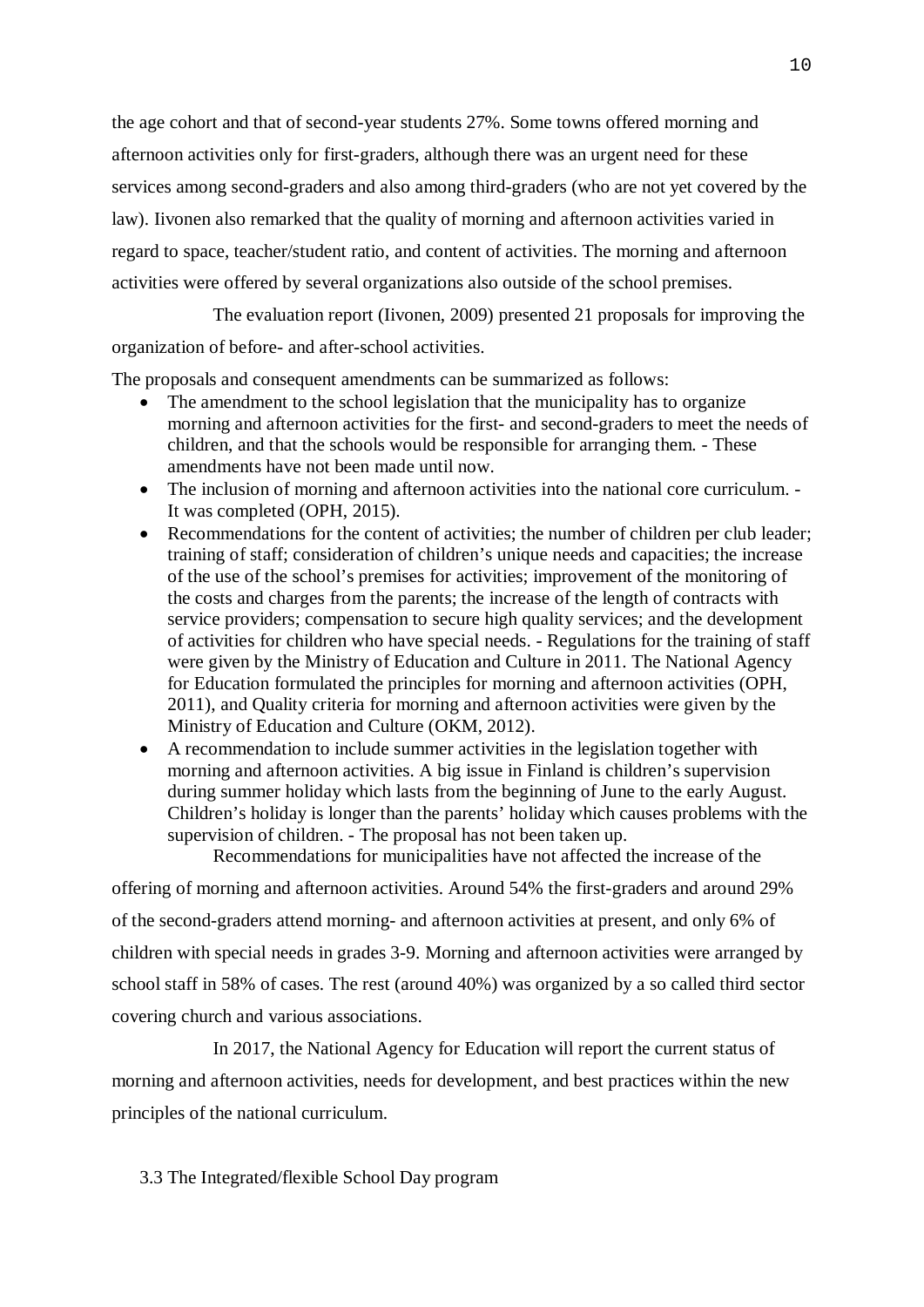the age cohort and that of second-year students 27%. Some towns offered morning and afternoon activities only for first-graders, although there was an urgent need for these services among second-graders and also among third-graders (who are not yet covered by the law). Iivonen also remarked that the quality of morning and afternoon activities varied in regard to space, teacher/student ratio, and content of activities. The morning and afternoon activities were offered by several organizations also outside of the school premises.

The evaluation report (Iivonen, 2009) presented 21 proposals for improving the organization of before- and after-school activities.

The proposals and consequent amendments can be summarized as follows:

- The amendment to the school legislation that the municipality has to organize morning and afternoon activities for the first- and second-graders to meet the needs of children, and that the schools would be responsible for arranging them. - These amendments have not been made until now.
- The inclusion of morning and afternoon activities into the national core curriculum. - It was completed (OPH, 2015).
- Recommendations for the content of activities; the number of children per club leader; training of staff; consideration of children's unique needs and capacities; the increase of the use of the school's premises for activities; improvement of the monitoring of the costs and charges from the parents; the increase of the length of contracts with service providers; compensation to secure high quality services; and the development of activities for children who have special needs. - Regulations for the training of staff were given by the Ministry of Education and Culture in 2011. The National Agency for Education formulated the principles for morning and afternoon activities (OPH, 2011), and Quality criteria for morning and afternoon activities were given by the Ministry of Education and Culture (OKM, 2012).
- A recommendation to include summer activities in the legislation together with morning and afternoon activities. A big issue in Finland is children's supervision during summer holiday which lasts from the beginning of June to the early August. Children's holiday is longer than the parents' holiday which causes problems with the supervision of children. - The proposal has not been taken up.

Recommendations for municipalities have not affected the increase of the offering of morning and afternoon activities. Around 54% the first-graders and around 29% of the second-graders attend morning- and afternoon activities at present, and only 6% of children with special needs in grades 3-9. Morning and afternoon activities were arranged by school staff in 58% of cases. The rest (around 40%) was organized by a so called third sector covering church and various associations.

In 2017, the National Agency for Education will report the current status of morning and afternoon activities, needs for development, and best practices within the new principles of the national curriculum.

### 3.3 The Integrated/flexible School Day program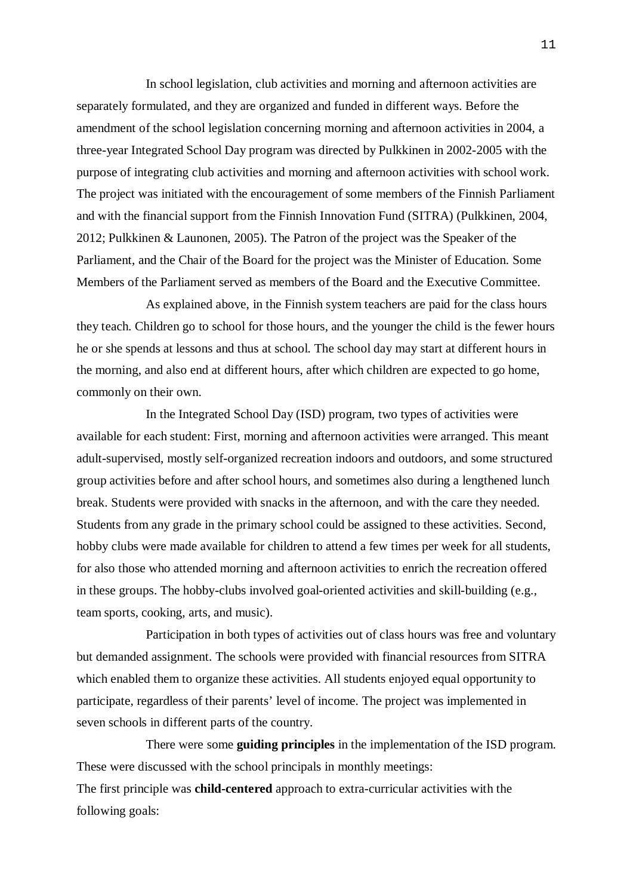In school legislation, club activities and morning and afternoon activities are separately formulated, and they are organized and funded in different ways. Before the amendment of the school legislation concerning morning and afternoon activities in 2004, a three-year Integrated School Day program was directed by Pulkkinen in 2002-2005 with the purpose of integrating club activities and morning and afternoon activities with school work. The project was initiated with the encouragement of some members of the Finnish Parliament and with the financial support from the Finnish Innovation Fund (SITRA) (Pulkkinen, 2004, 2012; Pulkkinen & Launonen, 2005). The Patron of the project was the Speaker of the Parliament, and the Chair of the Board for the project was the Minister of Education. Some Members of the Parliament served as members of the Board and the Executive Committee.

As explained above, in the Finnish system teachers are paid for the class hours they teach. Children go to school for those hours, and the younger the child is the fewer hours he or she spends at lessons and thus at school. The school day may start at different hours in the morning, and also end at different hours, after which children are expected to go home, commonly on their own.

In the Integrated School Day (ISD) program, two types of activities were available for each student: First, morning and afternoon activities were arranged. This meant adult-supervised, mostly self-organized recreation indoors and outdoors, and some structured group activities before and after school hours, and sometimes also during a lengthened lunch break. Students were provided with snacks in the afternoon, and with the care they needed. Students from any grade in the primary school could be assigned to these activities. Second, hobby clubs were made available for children to attend a few times per week for all students, for also those who attended morning and afternoon activities to enrich the recreation offered in these groups. The hobby-clubs involved goal-oriented activities and skill-building (e.g., team sports, cooking, arts, and music).

Participation in both types of activities out of class hours was free and voluntary but demanded assignment. The schools were provided with financial resources from SITRA which enabled them to organize these activities. All students enjoyed equal opportunity to participate, regardless of their parents' level of income. The project was implemented in seven schools in different parts of the country.

There were some **guiding principles** in the implementation of the ISD program. These were discussed with the school principals in monthly meetings:

The first principle was **child-centered** approach to extra-curricular activities with the following goals: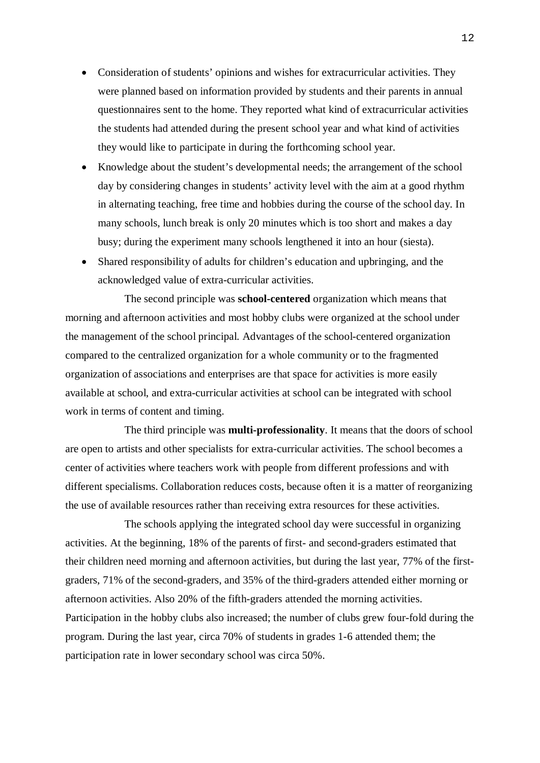- Consideration of students' opinions and wishes for extracurricular activities. They were planned based on information provided by students and their parents in annual questionnaires sent to the home. They reported what kind of extracurricular activities the students had attended during the present school year and what kind of activities they would like to participate in during the forthcoming school year.
- Knowledge about the student's developmental needs; the arrangement of the school day by considering changes in students' activity level with the aim at a good rhythm in alternating teaching, free time and hobbies during the course of the school day. In many schools, lunch break is only 20 minutes which is too short and makes a day busy; during the experiment many schools lengthened it into an hour (siesta).
- Shared responsibility of adults for children's education and upbringing, and the acknowledged value of extra-curricular activities.

The second principle was **school-centered** organization which means that morning and afternoon activities and most hobby clubs were organized at the school under the management of the school principal. Advantages of the school-centered organization compared to the centralized organization for a whole community or to the fragmented organization of associations and enterprises are that space for activities is more easily available at school, and extra-curricular activities at school can be integrated with school work in terms of content and timing.

The third principle was **multi-professionality**. It means that the doors of school are open to artists and other specialists for extra-curricular activities. The school becomes a center of activities where teachers work with people from different professions and with different specialisms. Collaboration reduces costs, because often it is a matter of reorganizing the use of available resources rather than receiving extra resources for these activities.

The schools applying the integrated school day were successful in organizing activities. At the beginning, 18% of the parents of first- and second-graders estimated that their children need morning and afternoon activities, but during the last year, 77% of the first-graders, 71% of the second-graders, and 35% of the third-graders attended either morning or afternoon activities. Also 20% of the fifth-graders attended the morning activities. Participation in the hobby clubs also increased; the number of clubs grew four-fold during the program. During the last year, circa 70% of students in grades 1-6 attended them; the participation rate in lower secondary school was circa 50%.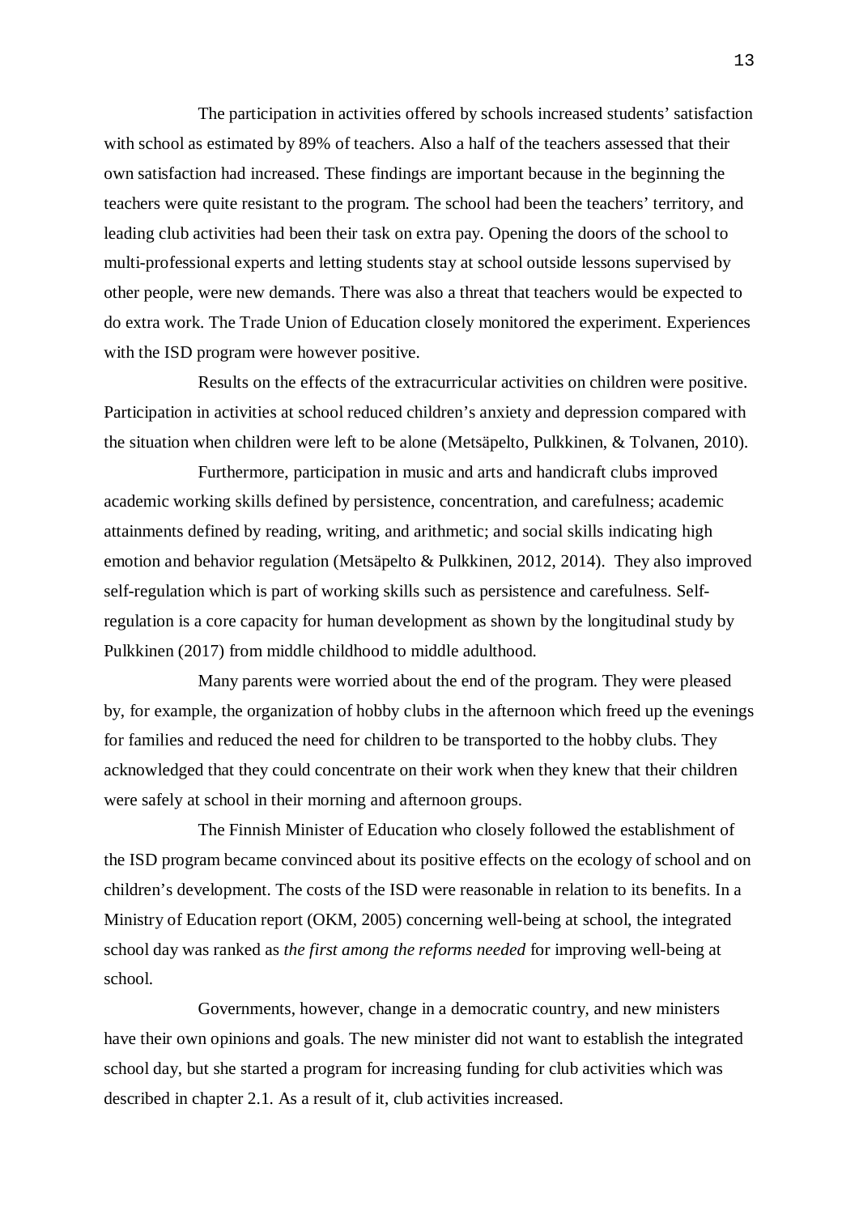The participation in activities offered by schools increased students' satisfaction with school as estimated by 89% of teachers. Also a half of the teachers assessed that their own satisfaction had increased. These findings are important because in the beginning the teachers were quite resistant to the program. The school had been the teachers' territory, and leading club activities had been their task on extra pay. Opening the doors of the school to multi-professional experts and letting students stay at school outside lessons supervised by other people, were new demands. There was also a threat that teachers would be expected to do extra work. The Trade Union of Education closely monitored the experiment. Experiences with the ISD program were however positive.

Results on the effects of the extracurricular activities on children were positive. Participation in activities at school reduced children's anxiety and depression compared with the situation when children were left to be alone (Metsäpelto, Pulkkinen, & Tolvanen, 2010).

Furthermore, participation in music and arts and handicraft clubs improved academic working skills defined by persistence, concentration, and carefulness; academic attainments defined by reading, writing, and arithmetic; and social skills indicating high emotion and behavior regulation (Metsäpelto & Pulkkinen, 2012, 2014). They also improved self-regulation which is part of working skills such as persistence and carefulness. Self-regulation is a core capacity for human development as shown by the longitudinal study by Pulkkinen (2017) from middle childhood to middle adulthood.

Many parents were worried about the end of the program. They were pleased by, for example, the organization of hobby clubs in the afternoon which freed up the evenings for families and reduced the need for children to be transported to the hobby clubs. They acknowledged that they could concentrate on their work when they knew that their children were safely at school in their morning and afternoon groups.

The Finnish Minister of Education who closely followed the establishment of the ISD program became convinced about its positive effects on the ecology of school and on children's development. The costs of the ISD were reasonable in relation to its benefits. In a Ministry of Education report (OKM, 2005) concerning well-being at school, the integrated school day was ranked as *the first among the reforms needed* for improving well-being at school.

Governments, however, change in a democratic country, and new ministers have their own opinions and goals. The new minister did not want to establish the integrated school day, but she started a program for increasing funding for club activities which was described in chapter 2.1. As a result of it, club activities increased.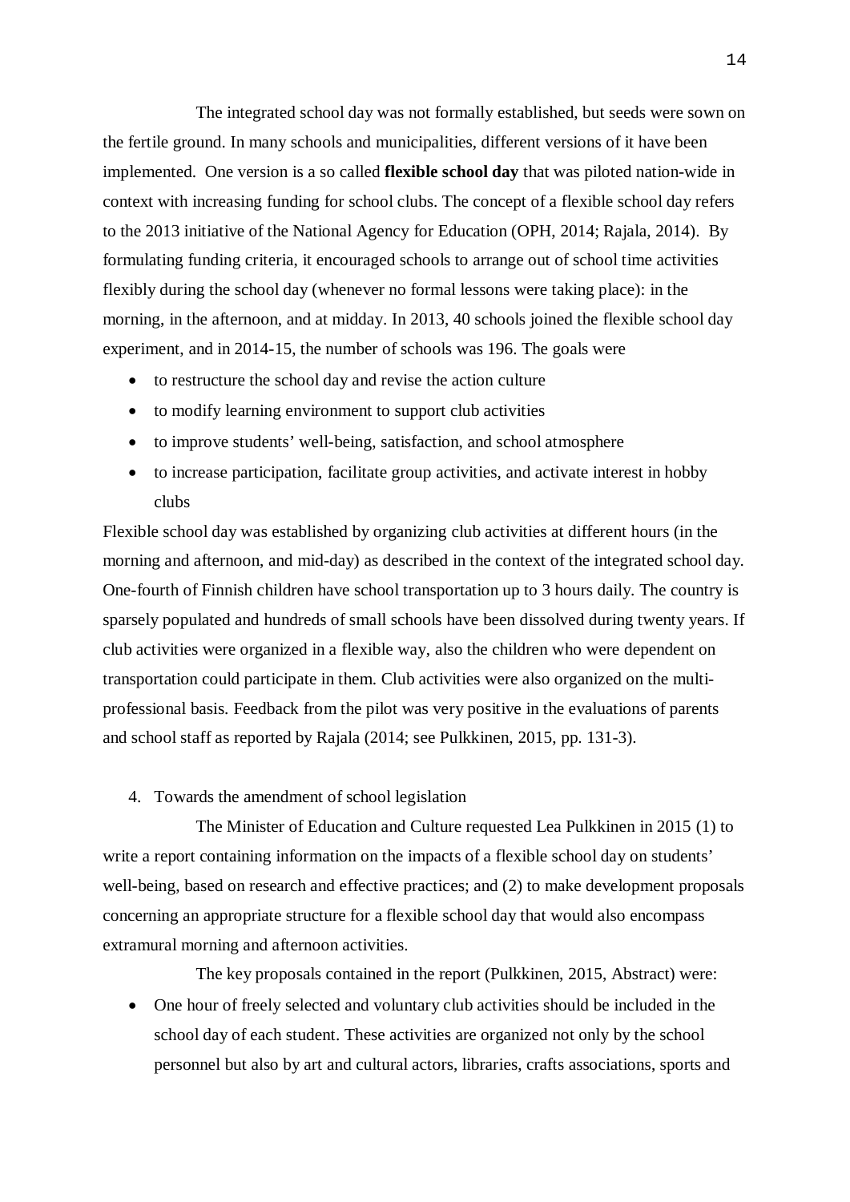The integrated school day was not formally established, but seeds were sown on the fertile ground. In many schools and municipalities, different versions of it have been implemented. One version is a so called **flexible school day** that was piloted nation-wide in context with increasing funding for school clubs. The concept of a flexible school day refers to the 2013 initiative of the National Agency for Education (OPH, 2014; Rajala, 2014). By formulating funding criteria, it encouraged schools to arrange out of school time activities flexibly during the school day (whenever no formal lessons were taking place): in the morning, in the afternoon, and at midday. In 2013, 40 schools joined the flexible school day experiment, and in 2014-15, the number of schools was 196. The goals were

- to restructure the school day and revise the action culture
- to modify learning environment to support club activities
- to improve students' well-being, satisfaction, and school atmosphere
- to increase participation, facilitate group activities, and activate interest in hobby clubs

Flexible school day was established by organizing club activities at different hours (in the morning and afternoon, and mid-day) as described in the context of the integrated school day. One-fourth of Finnish children have school transportation up to 3 hours daily. The country is sparsely populated and hundreds of small schools have been dissolved during twenty years. If club activities were organized in a flexible way, also the children who were dependent on transportation could participate in them. Club activities were also organized on the multi-professional basis. Feedback from the pilot was very positive in the evaluations of parents and school staff as reported by Rajala (2014; see Pulkkinen, 2015, pp. 131-3).

4. Towards the amendment of school legislation

The Minister of Education and Culture requested Lea Pulkkinen in 2015 (1) to write a report containing information on the impacts of a flexible school day on students' well-being, based on research and effective practices; and (2) to make development proposals concerning an appropriate structure for a flexible school day that would also encompass extramural morning and afternoon activities.

The key proposals contained in the report (Pulkkinen, 2015, Abstract) were:

- One hour of freely selected and voluntary club activities should be included in the school day of each student. These activities are organized not only by the school personnel but also by art and cultural actors, libraries, crafts associations, sports and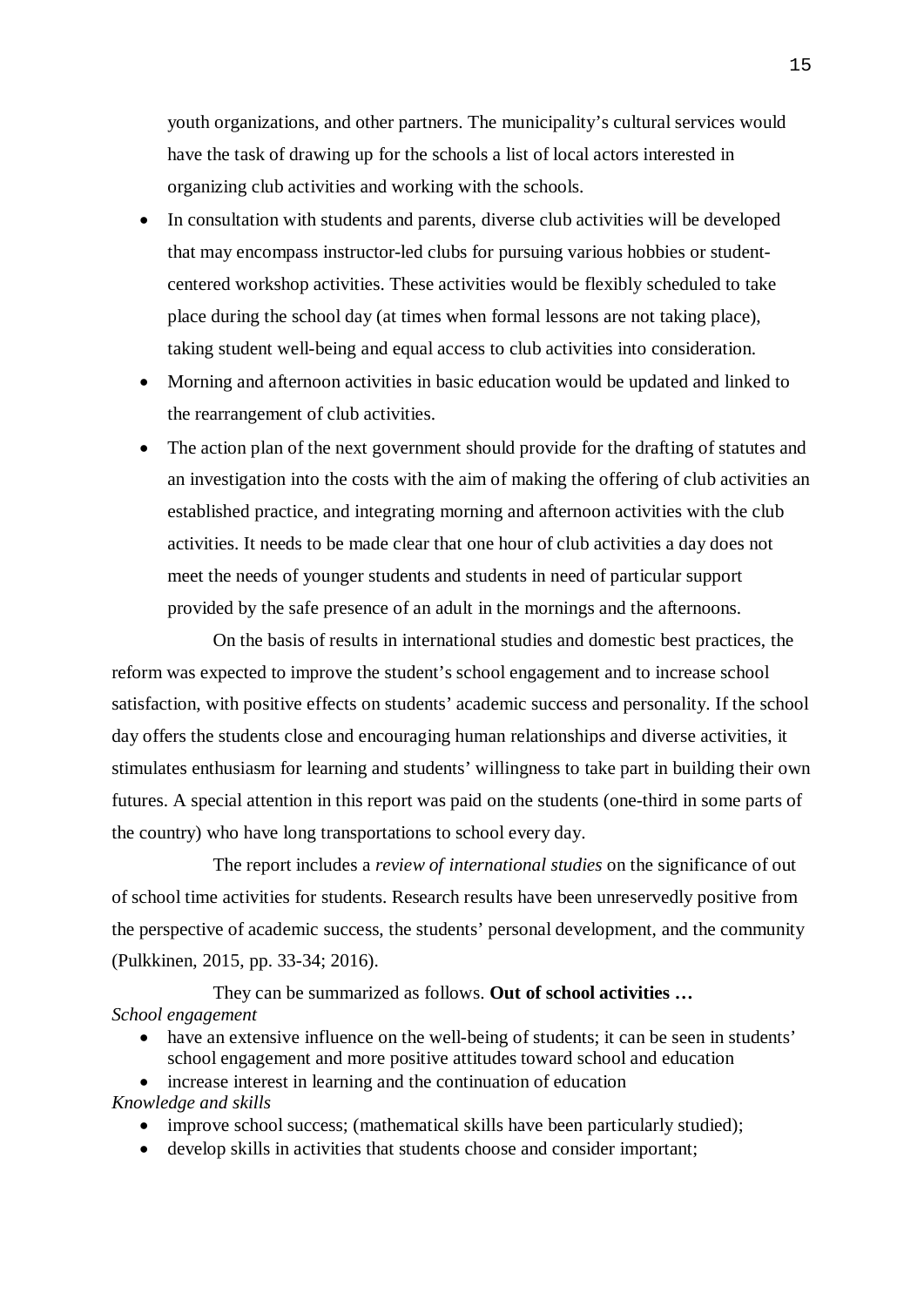youth organizations, and other partners. The municipality's cultural services would have the task of drawing up for the schools a list of local actors interested in organizing club activities and working with the schools.

- In consultation with students and parents, diverse club activities will be developed that may encompass instructor-led clubs for pursuing various hobbies or student-centered workshop activities. These activities would be flexibly scheduled to take place during the school day (at times when formal lessons are not taking place), taking student well-being and equal access to club activities into consideration.
- Morning and afternoon activities in basic education would be updated and linked to the rearrangement of club activities.
- The action plan of the next government should provide for the drafting of statutes and an investigation into the costs with the aim of making the offering of club activities an established practice, and integrating morning and afternoon activities with the club activities. It needs to be made clear that one hour of club activities a day does not meet the needs of younger students and students in need of particular support provided by the safe presence of an adult in the mornings and the afternoons.

On the basis of results in international studies and domestic best practices, the reform was expected to improve the student's school engagement and to increase school satisfaction, with positive effects on students' academic success and personality. If the school day offers the students close and encouraging human relationships and diverse activities, it stimulates enthusiasm for learning and students' willingness to take part in building their own futures. A special attention in this report was paid on the students (one-third in some parts of the country) who have long transportations to school every day.

The report includes a *review of international studies* on the significance of out of school time activities for students. Research results have been unreservedly positive from the perspective of academic success, the students' personal development, and the community (Pulkkinen, 2015, pp. 33-34; 2016).

They can be summarized as follows. **Out of school activities …**

*School engagement*

- have an extensive influence on the well-being of students; it can be seen in students' school engagement and more positive attitudes toward school and education
- increase interest in learning and the continuation of education

*Knowledge and skills*

- improve school success; (mathematical skills have been particularly studied);
- develop skills in activities that students choose and consider important;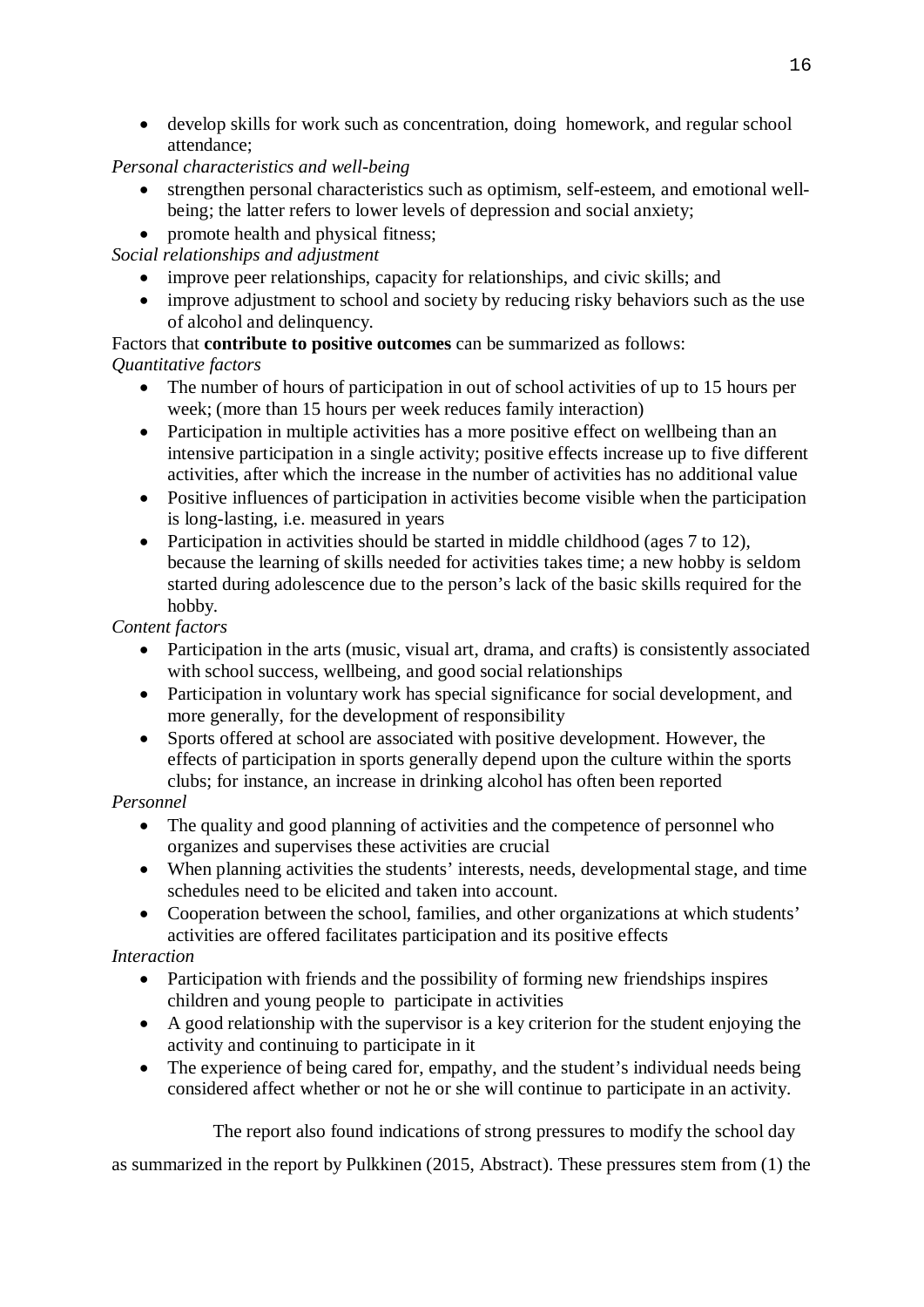- develop skills for work such as concentration, doing homework, and regular school attendance;

*Personal characteristics and well-being*

- strengthen personal characteristics such as optimism, self-esteem, and emotional well-being; the latter refers to lower levels of depression and social anxiety;
- promote health and physical fitness;

*Social relationships and adjustment*

- improve peer relationships, capacity for relationships, and civic skills; and
- improve adjustment to school and society by reducing risky behaviors such as the use of alcohol and delinquency.

Factors that **contribute to positive outcomes** can be summarized as follows:

*Quantitative factors*

- The number of hours of participation in out of school activities of up to 15 hours per week; (more than 15 hours per week reduces family interaction)
- Participation in multiple activities has a more positive effect on wellbeing than an intensive participation in a single activity; positive effects increase up to five different activities, after which the increase in the number of activities has no additional value
- Positive influences of participation in activities become visible when the participation is long-lasting, i.e. measured in years
- Participation in activities should be started in middle childhood (ages 7 to 12), because the learning of skills needed for activities takes time; a new hobby is seldom started during adolescence due to the person's lack of the basic skills required for the hobby.

*Content factors*

- Participation in the arts (music, visual art, drama, and crafts) is consistently associated with school success, wellbeing, and good social relationships
- Participation in voluntary work has special significance for social development, and more generally, for the development of responsibility
- Sports offered at school are associated with positive development. However, the effects of participation in sports generally depend upon the culture within the sports clubs; for instance, an increase in drinking alcohol has often been reported

*Personnel*

- The quality and good planning of activities and the competence of personnel who organizes and supervises these activities are crucial
- When planning activities the students' interests, needs, developmental stage, and time schedules need to be elicited and taken into account.
- Cooperation between the school, families, and other organizations at which students' activities are offered facilitates participation and its positive effects

*Interaction*

- Participation with friends and the possibility of forming new friendships inspires children and young people to participate in activities
- A good relationship with the supervisor is a key criterion for the student enjoying the activity and continuing to participate in it
- The experience of being cared for, empathy, and the student's individual needs being considered affect whether or not he or she will continue to participate in an activity.

The report also found indications of strong pressures to modify the school day as summarized in the report by Pulkkinen (2015, Abstract). These pressures stem from (1) the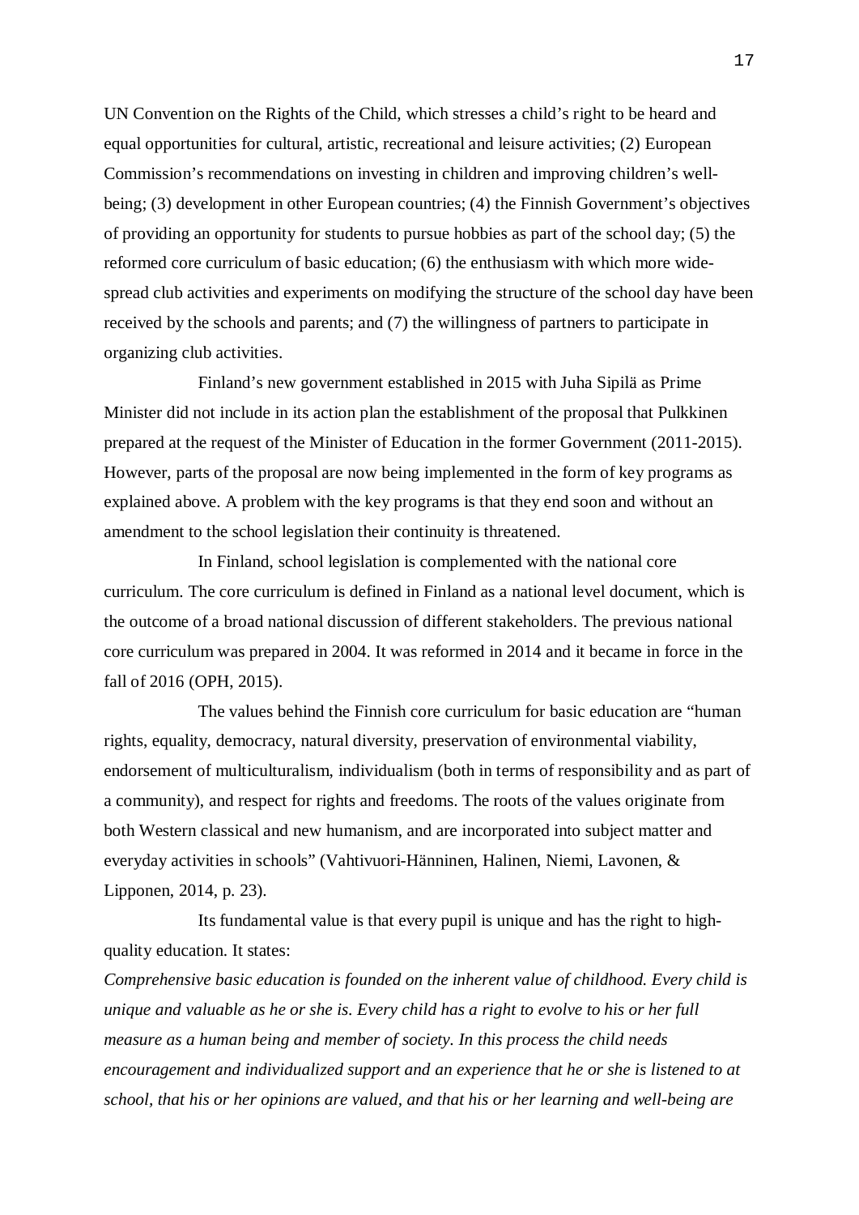UN Convention on the Rights of the Child, which stresses a child's right to be heard and equal opportunities for cultural, artistic, recreational and leisure activities; (2) European Commission's recommendations on investing in children and improving children's well-being; (3) development in other European countries; (4) the Finnish Government's objectives of providing an opportunity for students to pursue hobbies as part of the school day; (5) the reformed core curriculum of basic education; (6) the enthusiasm with which more wide-spread club activities and experiments on modifying the structure of the school day have been received by the schools and parents; and (7) the willingness of partners to participate in organizing club activities.

Finland's new government established in 2015 with Juha Sipilä as Prime Minister did not include in its action plan the establishment of the proposal that Pulkkinen prepared at the request of the Minister of Education in the former Government (2011-2015). However, parts of the proposal are now being implemented in the form of key programs as explained above. A problem with the key programs is that they end soon and without an amendment to the school legislation their continuity is threatened.

In Finland, school legislation is complemented with the national core curriculum. The core curriculum is defined in Finland as a national level document, which is the outcome of a broad national discussion of different stakeholders. The previous national core curriculum was prepared in 2004. It was reformed in 2014 and it became in force in the fall of 2016 (OPH, 2015).

The values behind the Finnish core curriculum for basic education are "human rights, equality, democracy, natural diversity, preservation of environmental viability, endorsement of multiculturalism, individualism (both in terms of responsibility and as part of a community), and respect for rights and freedoms. The roots of the values originate from both Western classical and new humanism, and are incorporated into subject matter and everyday activities in schools" (Vahtivuori-Hänninen, Halinen, Niemi, Lavonen, & Lipponen, 2014, p. 23).

Its fundamental value is that every pupil is unique and has the right to high-quality education. It states:

*Comprehensive basic education is founded on the inherent value of childhood. Every child is unique and valuable as he or she is. Every child has a right to evolve to his or her full measure as a human being and member of society. In this process the child needs encouragement and individualized support and an experience that he or she is listened to at school, that his or her opinions are valued, and that his or her learning and well-being are*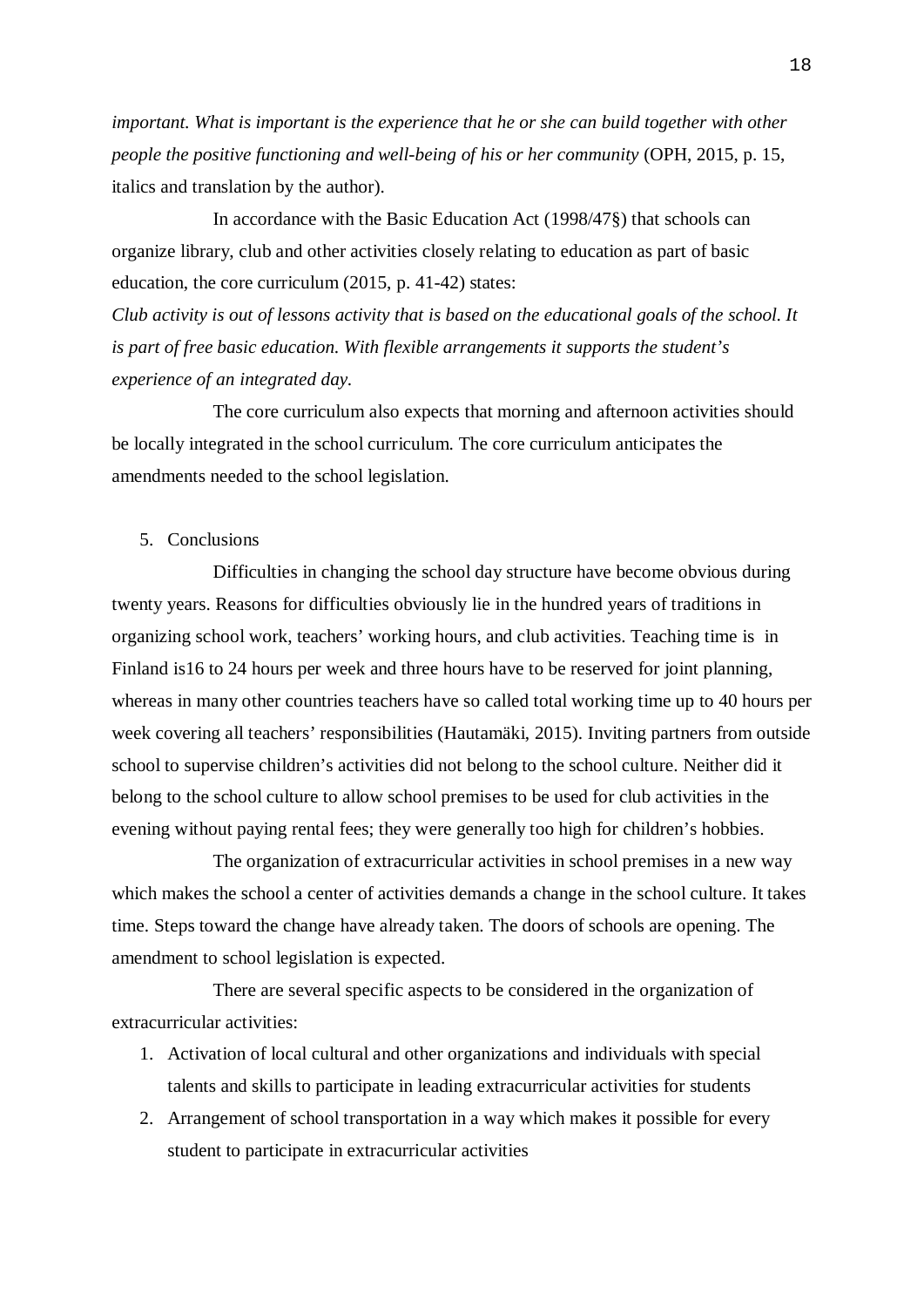*important. What is important is the experience that he or she can build together with other people the positive functioning and well-being of his or her community* (OPH, 2015, p. 15, italics and translation by the author).

In accordance with the Basic Education Act (1998/47§) that schools can organize library, club and other activities closely relating to education as part of basic education, the core curriculum (2015, p. 41-42) states:

*Club activity is out of lessons activity that is based on the educational goals of the school. It is part of free basic education. With flexible arrangements it supports the student's experience of an integrated day.*

The core curriculum also expects that morning and afternoon activities should be locally integrated in the school curriculum. The core curriculum anticipates the amendments needed to the school legislation.

## 5. Conclusions

Difficulties in changing the school day structure have become obvious during twenty years. Reasons for difficulties obviously lie in the hundred years of traditions in organizing school work, teachers' working hours, and club activities. Teaching time is in Finland is16 to 24 hours per week and three hours have to be reserved for joint planning, whereas in many other countries teachers have so called total working time up to 40 hours per week covering all teachers' responsibilities (Hautamäki, 2015). Inviting partners from outside school to supervise children's activities did not belong to the school culture. Neither did it belong to the school culture to allow school premises to be used for club activities in the evening without paying rental fees; they were generally too high for children's hobbies.

The organization of extracurricular activities in school premises in a new way which makes the school a center of activities demands a change in the school culture. It takes time. Steps toward the change have already taken. The doors of schools are opening. The amendment to school legislation is expected.

There are several specific aspects to be considered in the organization of extracurricular activities:

1. Activation of local cultural and other organizations and individuals with special talents and skills to participate in leading extracurricular activities for students
2. Arrangement of school transportation in a way which makes it possible for every student to participate in extracurricular activities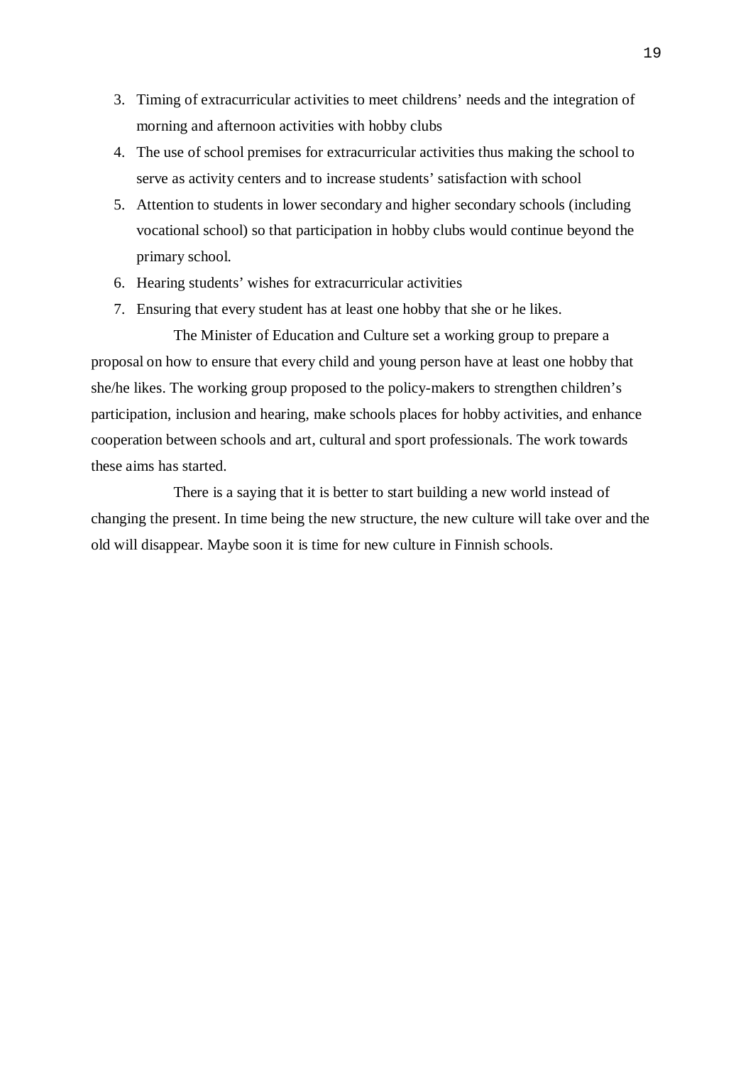3. Timing of extracurricular activities to meet childrens' needs and the integration of morning and afternoon activities with hobby clubs
4. The use of school premises for extracurricular activities thus making the school to serve as activity centers and to increase students' satisfaction with school
5. Attention to students in lower secondary and higher secondary schools (including vocational school) so that participation in hobby clubs would continue beyond the primary school.
6. Hearing students' wishes for extracurricular activities
7. Ensuring that every student has at least one hobby that she or he likes.

The Minister of Education and Culture set a working group to prepare a proposal on how to ensure that every child and young person have at least one hobby that she/he likes. The working group proposed to the policy-makers to strengthen children's participation, inclusion and hearing, make schools places for hobby activities, and enhance cooperation between schools and art, cultural and sport professionals. The work towards these aims has started.

There is a saying that it is better to start building a new world instead of changing the present. In time being the new structure, the new culture will take over and the old will disappear. Maybe soon it is time for new culture in Finnish schools.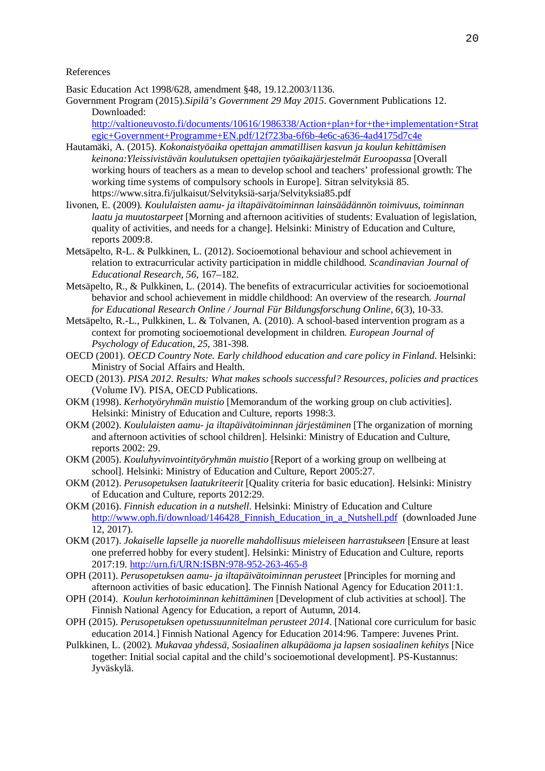References

Basic Education Act 1998/628, amendment §48, 19.12.2003/1136.

Government Program (2015).*Sipilä's Government 29 May 2015*. Government Publications 12. Downloaded: http://valtioneuvosto.fi/documents/10616/1986338/Action+plan+for+the+implementation+Strategic+Government+Programme+EN.pdf/12f723ba-6f6b-4e6c-a636-4ad4175d7c4e

Hautamäki, A. (2015). *Kokonaistyöaika opettajan ammatillisen kasvun ja koulun kehittämisen keinona:Yleissivistävän koulutuksen opettajien työaikajärjestelmät Euroopassa* [Overall working hours of teachers as a mean to develop school and teachers' professional growth: The working time systems of compulsory schools in Europe]. Sitran selvityksiä 85. https://www.sitra.fi/julkaisut/Selvityksiä-sarja/Selvityksia85.pdf

Iivonen, E. (2009). *Koululaisten aamu- ja iltapäivätoiminnan lainsäädännön toimivuus, toiminnan laatu ja muutostarpeet* [Morning and afternoon acitivities of students: Evaluation of legislation, quality of activities, and needs for a change]. Helsinki: Ministry of Education and Culture, reports 2009:8.

Metsäpelto, R-L. & Pulkkinen, L. (2012). Socioemotional behaviour and school achievement in relation to extracurricular activity participation in middle childhood. *Scandinavian Journal of Educational Research, 56,* 167–182.

Metsäpelto, R., & Pulkkinen, L. (2014). The benefits of extracurricular activities for socioemotional behavior and school achievement in middle childhood: An overview of the research. *Journal for Educational Research Online / Journal Für Bildungsforschung Online, 6*(3), 10-33.

Metsäpelto, R.-L., Pulkkinen, L. & Tolvanen, A. (2010). A school-based intervention program as a context for promoting socioemotional development in children. *European Journal of Psychology of Education, 25,* 381-398.

OECD (2001). *OECD Country Note. Early childhood education and care policy in Finland*. Helsinki: Ministry of Social Affairs and Health.

OECD (2013). *PISA 2012. Results: What makes schools successful? Resources, policies and practices* (Volume IV). PISA, OECD Publications.

OKM (1998). *Kerhotyöryhmän muistio* [Memorandum of the working group on club activities]. Helsinki: Ministry of Education and Culture, reports 1998:3.

OKM (2002). *Koululaisten aamu- ja iltapäivätoiminnan järjestäminen* [The organization of morning and afternoon activities of school children]. Helsinki: Ministry of Education and Culture, reports 2002: 29.

OKM (2005). *Kouluhyvinvointityöryhmän muistio* [Report of a working group on wellbeing at school]. Helsinki: Ministry of Education and Culture, Report 2005:27.

OKM (2012). *Perusopetuksen laatukriteerit* [Quality criteria for basic education]. Helsinki: Ministry of Education and Culture, reports 2012:29.

OKM (2016). *Finnish education in a nutshell*. Helsinki: Ministry of Education and Culture http://www.oph.fi/download/146428_Finnish_Education_in_a_Nutshell.pdf (downloaded June 12, 2017).

OKM (2017). *Jokaiselle lapselle ja nuorelle mahdollisuus mieleiseen harrastukseen* [Ensure at least one preferred hobby for every student]. Helsinki: Ministry of Education and Culture, reports 2017:19. http://urn.fi/URN:ISBN:978-952-263-465-8

OPH (2011). *Perusopetuksen aamu- ja iltapäivätoiminnan perusteet* [Principles for morning and afternoon activities of basic education]. The Finnish National Agency for Education 2011:1.

OPH (2014). *Koulun kerhotoiminnan kehittäminen* [Development of club activities at school]. The Finnish National Agency for Education, a report of Autumn, 2014.

OPH (2015). *Perusopetuksen opetussuunnitelman perusteet 2014*. [National core curriculum for basic education 2014.] Finnish National Agency for Education 2014:96. Tampere: Juvenes Print.

Pulkkinen, L. (2002). *Mukavaa yhdessä, Sosiaalinen alkupääoma ja lapsen sosiaalinen kehitys* [Nice together: Initial social capital and the child's socioemotional development]. PS-Kustannus: Jyväskylä.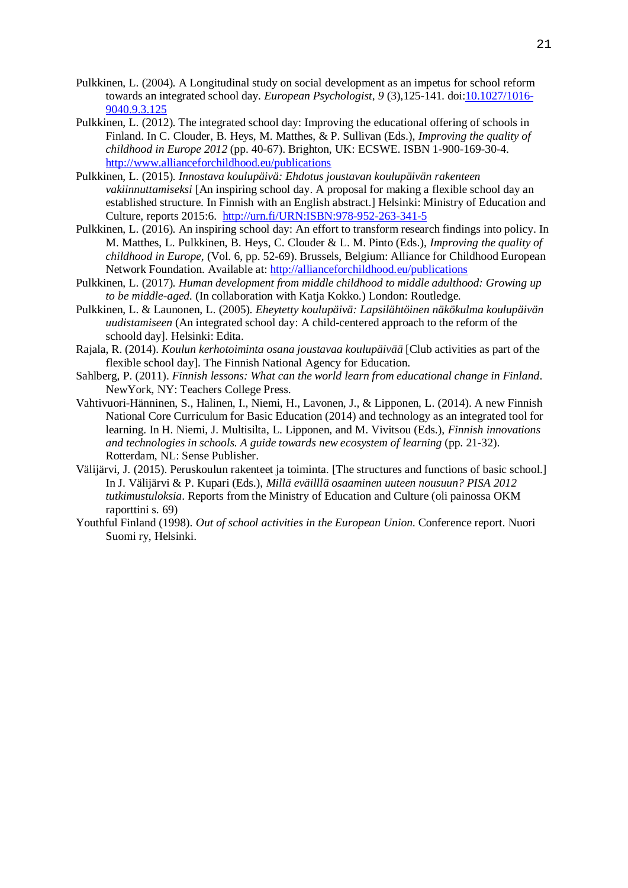Pulkkinen, L. (2004). A Longitudinal study on social development as an impetus for school reform towards an integrated school day. *European Psychologist, 9* (3),125-141. doi:10.1027/1016-9040.9.3.125

Pulkkinen, L. (2012). The integrated school day: Improving the educational offering of schools in Finland. In C. Clouder, B. Heys, M. Matthes, & P. Sullivan (Eds.), *Improving the quality of childhood in Europe 2012* (pp. 40-67). Brighton, UK: ECSWE. ISBN 1-900-169-30-4. http://www.allianceforchildhood.eu/publications

Pulkkinen, L. (2015). *Innostava koulupäivä: Ehdotus joustavan koulupäivän rakenteen vakiinnuttamiseksi* [An inspiring school day. A proposal for making a flexible school day an established structure. In Finnish with an English abstract.] Helsinki: Ministry of Education and Culture, reports 2015:6. http://urn.fi/URN:ISBN:978-952-263-341-5

Pulkkinen, L. (2016). An inspiring school day: An effort to transform research findings into policy. In M. Matthes, L. Pulkkinen, B. Heys, C. Clouder & L. M. Pinto (Eds.), *Improving the quality of childhood in Europe*, (Vol. 6, pp. 52-69). Brussels, Belgium: Alliance for Childhood European Network Foundation. Available at: http://allianceforchildhood.eu/publications

Pulkkinen, L. (2017). *Human development from middle childhood to middle adulthood: Growing up to be middle-aged.* (In collaboration with Katja Kokko.) London: Routledge.

Pulkkinen, L. & Launonen, L. (2005). *Eheytetty koulupäivä: Lapsilähtöinen näkökulma koulupäivän uudistamiseen* (An integrated school day: A child-centered approach to the reform of the schoold day]. Helsinki: Edita.

Rajala, R. (2014). *Koulun kerhotoiminta osana joustavaa koulupäivää* [Club activities as part of the flexible school day]. The Finnish National Agency for Education.

Sahlberg, P. (2011). *Finnish lessons: What can the world learn from educational change in Finland*. NewYork, NY: Teachers College Press.

Vahtivuori-Hänninen, S., Halinen, I., Niemi, H., Lavonen, J., & Lipponen, L. (2014). A new Finnish National Core Curriculum for Basic Education (2014) and technology as an integrated tool for learning. In H. Niemi, J. Multisilta, L. Lipponen, and M. Vivitsou (Eds.), *Finnish innovations and technologies in schools. A guide towards new ecosystem of learning* (pp. 21-32). Rotterdam, NL: Sense Publisher.

Välijärvi, J. (2015). Peruskoulun rakenteet ja toiminta. [The structures and functions of basic school.] In J. Välijärvi & P. Kupari (Eds.), *Millä eväilllä osaaminen uuteen nousuun? PISA 2012 tutkimustuloksia*. Reports from the Ministry of Education and Culture (oli painossa OKM raporttini s. 69)

Youthful Finland (1998). *Out of school activities in the European Union.* Conference report. Nuori Suomi ry, Helsinki.